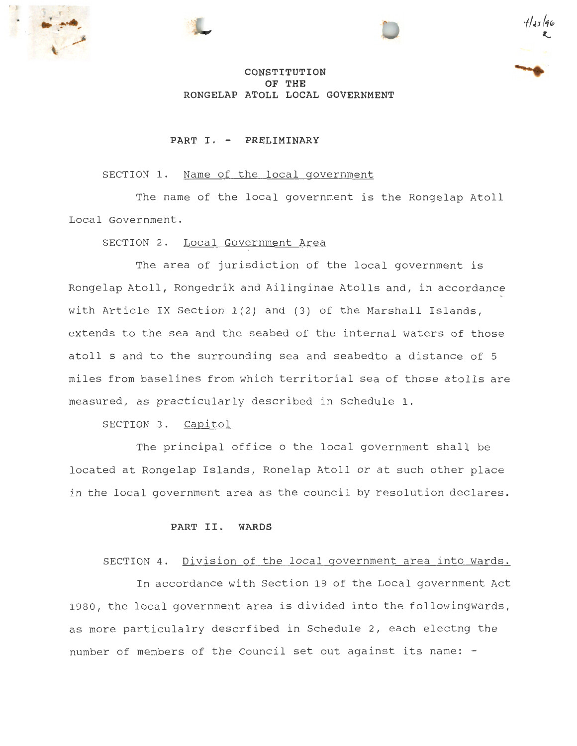# CONSTITUTION
# OF THE
# RONGELAP ATOLL LOCAL GOVERNMENT

## PART I. - PRELIMINARY

SECTION 1. Name of the local government

The name of the local government is the Rongelap Atoll Local Government.

SECTION 2. Local Government Area

The area of jurisdiction of the local government is Rongelap Atoll, Rongedrik and Ailinginae Atolls and, in accordance with Article IX Section 1(2) and (3) of the Marshall Islands, extends to the sea and the seabed of the internal waters of those atoll s and to the surrounding sea and seabedto a distance of 5 miles from baselines from which territorial sea of those atolls are measured, as practicularly described in Schedule 1.

SECTION 3. Capitol

The principal office o the local government shall be located at Rongelap Islands, Ronelap Atoll or at such other place in the local government area as the council by resolution declares.

## PART II. WARDS

SECTION 4. Division of the local government area into wards.

In accordance with Section 19 of the Local government Act 1980, the local government area is divided into the followingwards, as more particulalry descrfibed in Schedule 2, each electng the number of members of the Council set out against its name: -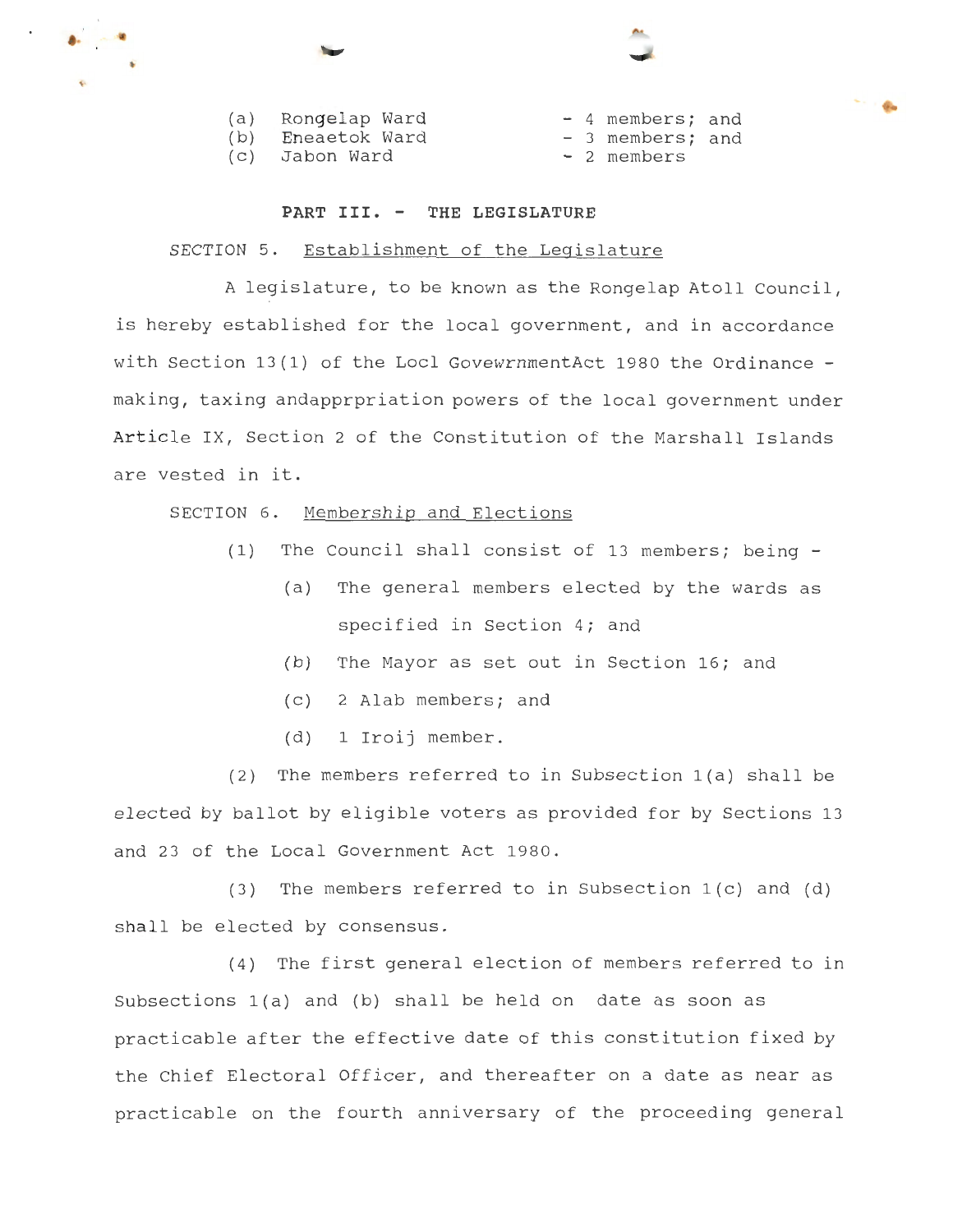(a) Rongelap Ward - 4 members; and
(b) Eneaetok Ward - 3 members; and
(c) Jabon Ward - 2 members

## PART III. - THE LEGISLATURE

SECTION 5. Establishment of the Legislature

A legislature, to be known as the Rongelap Atoll Council, is hereby established for the local government, and in accordance with Section 13(1) of the Locl GovewrnmentAct 1980 the Ordinance - making, taxing andapprpriation powers of the local government under Article IX, Section 2 of the Constitution of the Marshall Islands are vested in it.

SECTION 6. Membership and Elections

(1) The Council shall consist of 13 members; being -

(a) The general members elected by the wards as specified in Section 4; and

(b) The Mayor as set out in Section 16; and

(c) 2 Alab members; and

(d) 1 Iroij member.

(2) The members referred to in Subsection 1(a) shall be elected by ballot by eligible voters as provided for by Sections 13 and 23 of the Local Government Act 1980.

(3) The members referred to in Subsection 1(c) and (d) shall be elected by consensus.

(4) The first general election of members referred to in Subsections 1(a) and (b) shall be held on date as soon as practicable after the effective date of this constitution fixed by the Chief Electoral Officer, and thereafter on a date as near as practicable on the fourth anniversary of the proceeding general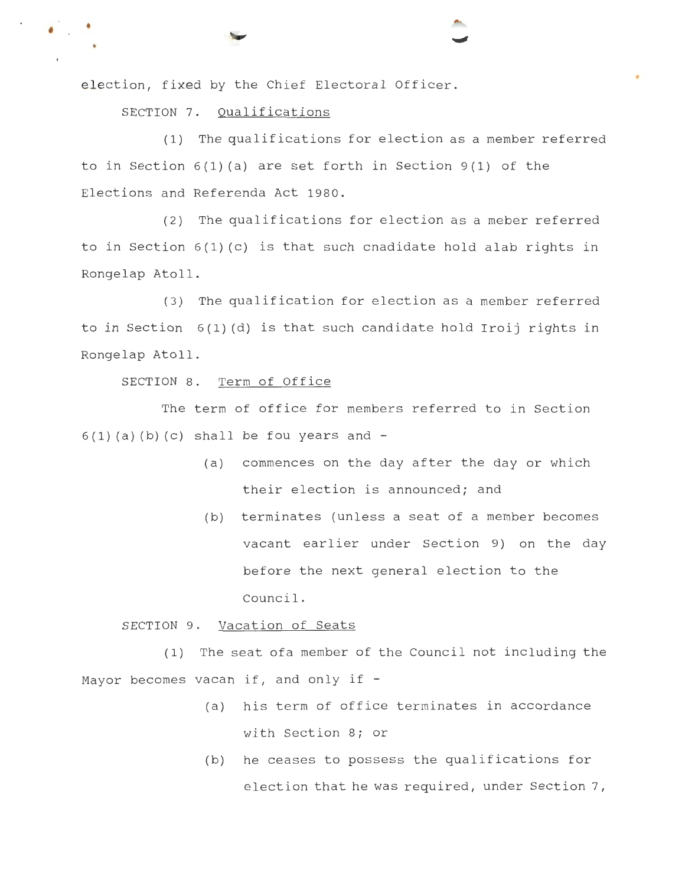election, fixed by the Chief Electoral Officer.

SECTION 7. Qualifications

(1) The qualifications for election as a member referred to in Section 6(1)(a) are set forth in Section 9(1) of the Elections and Referenda Act 1980.

(2) The qualifications for election as a meber referred to in Section 6(1)(c) is that such cnadidate hold alab rights in Rongelap Atoll.

(3) The qualification for election as a member referred to in Section 6(1)(d) is that such candidate hold Iroij rights in Rongelap Atoll.

SECTION 8. Term of Office

The term of office for members referred to in Section 6(1)(a)(b)(c) shall be fou years and -

(a) commences on the day after the day or which their election is announced; and

(b) terminates (unless a seat of a member becomes vacant earlier under Section 9) on the day before the next general election to the Council.

SECTION 9. Vacation of Seats

(1) The seat ofa member of the Council not including the Mayor becomes vacan if, and only if -

(a) his term of office terminates in accordance with Section 8; or

(b) he ceases to possess the qualifications for election that he was required, under Section 7,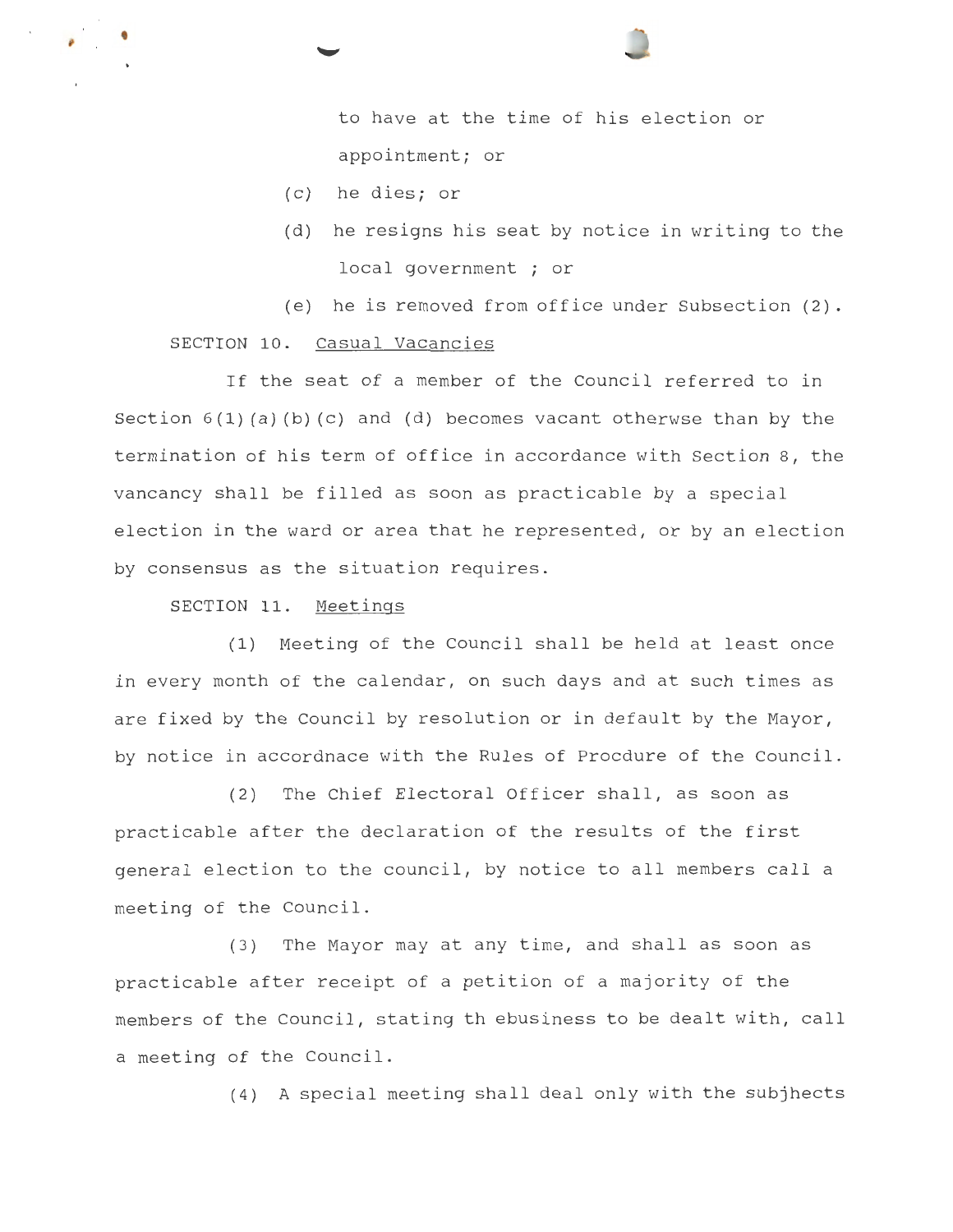to have at the time of his election or appointment; or

(c) he dies; or

(d) he resigns his seat by notice in writing to the local government ; or

(e) he is removed from office under Subsection (2).

SECTION 10. Casual Vacancies

If the seat of a member of the Council referred to in Section 6(1)(a)(b)(c) and (d) becomes vacant otherwse than by the termination of his term of office in accordance with Section 8, the vancancy shall be filled as soon as practicable by a special election in the ward or area that he represented, or by an election by consensus as the situation requires.

SECTION 11. Meetings

(1) Meeting of the Council shall be held at least once in every month of the calendar, on such days and at such times as are fixed by the Council by resolution or in default by the Mayor, by notice in accordnace with the Rules of Procdure of the Council.

(2) The Chief Electoral Officer shall, as soon as practicable after the declaration of the results of the first general election to the council, by notice to all members call a meeting of the Council.

(3) The Mayor may at any time, and shall as soon as practicable after receipt of a petition of a majority of the members of the Council, stating th ebusiness to be dealt with, call a meeting of the Council.

(4) A special meeting shall deal only with the subjhects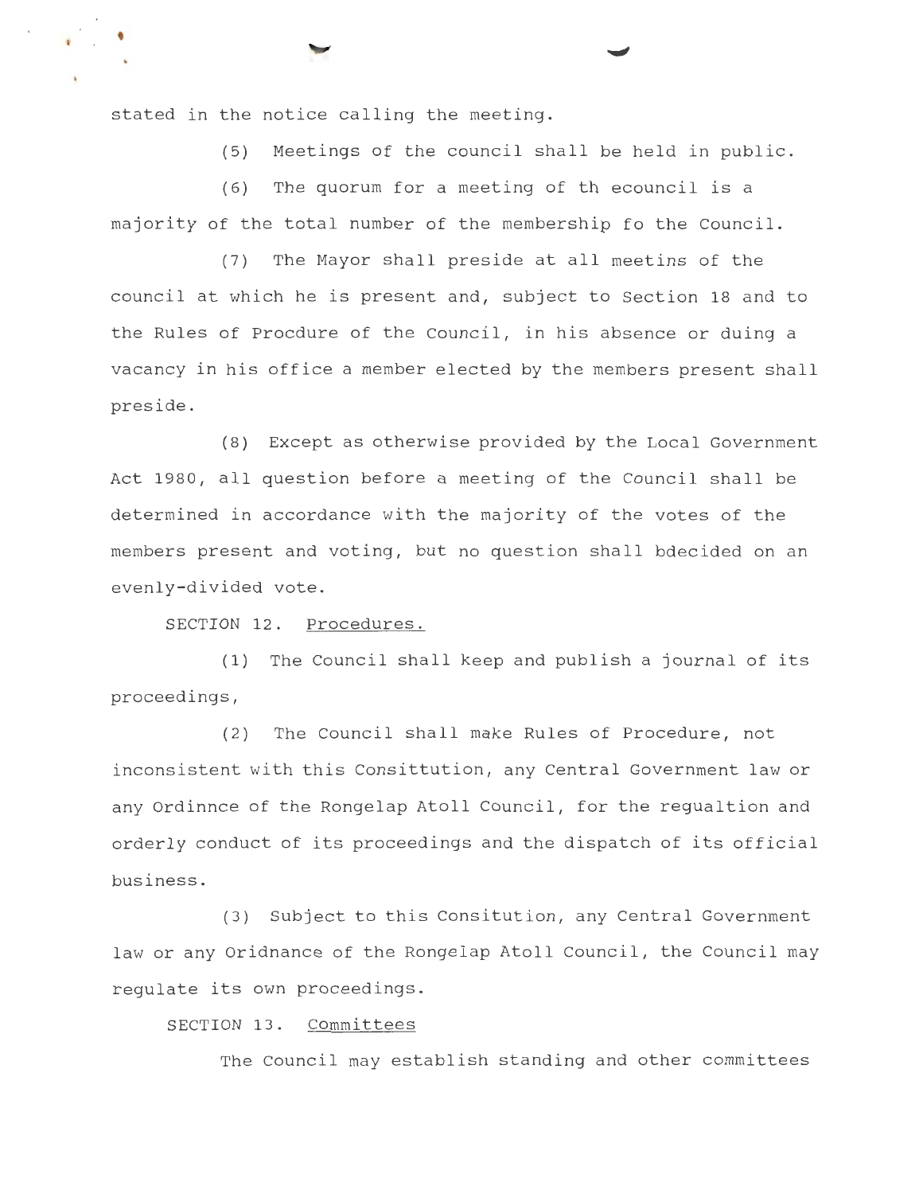stated in the notice calling the meeting.

(5) Meetings of the council shall be held in public.

(6) The quorum for a meeting of th ecouncil is a majority of the total number of the membership fo the Council.

(7) The Mayor shall preside at all meetins of the council at which he is present and, subject to Section 18 and to the Rules of Procdure of the Council, in his absence or duing a vacancy in his office a member elected by the members present shall preside.

(8) Except as otherwise provided by the Local Government Act 1980, all question before a meeting of the Council shall be determined in accordance with the majority of the votes of the members present and voting, but no question shall bdecided on an evenly-divided vote.

SECTION 12. <u>Procedures.</u>

(1) The Council shall keep and publish a journal of its proceedings,

(2) The Council shall make Rules of Procedure, not inconsistent with this Consittution, any Central Government law or any Ordinnce of the Rongelap Atoll Council, for the regualtion and orderly conduct of its proceedings and the dispatch of its official business.

(3) Subject to this Consitution, any Central Government law or any Oridnance of the Rongelap Atoll Council, the Council may regulate its own proceedings.

SECTION 13. <u>Committees</u>

The Council may establish standing and other committees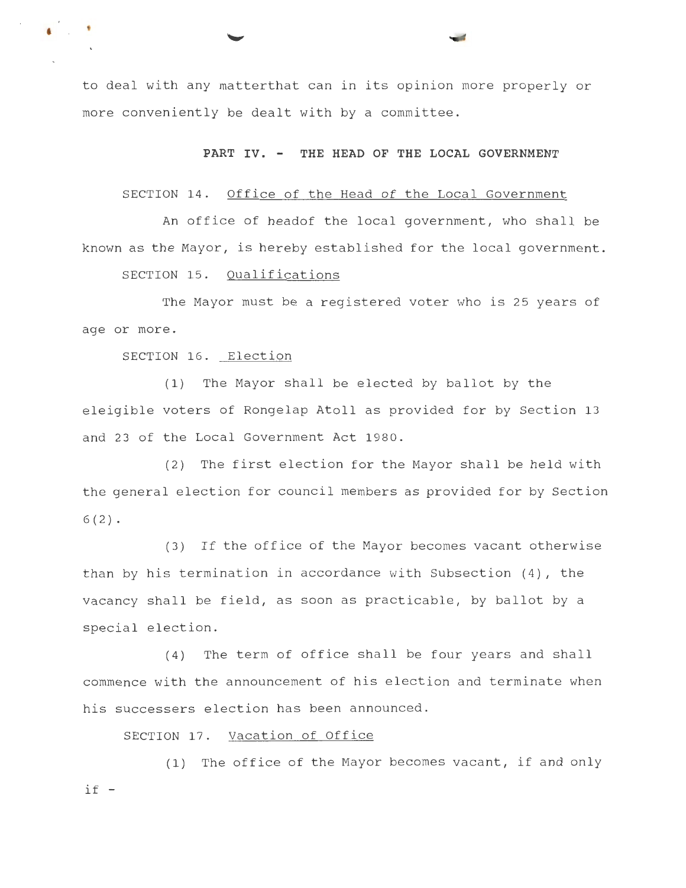to deal with any matterthat can in its opinion more properly or more conveniently be dealt with by a committee.

## PART IV. - THE HEAD OF THE LOCAL GOVERNMENT

SECTION 14. Office of the Head of the Local Government

An office of headof the local government, who shall be known as the Mayor, is hereby established for the local government.

SECTION 15. Qualifications

The Mayor must be a registered voter who is 25 years of age or more.

SECTION 16. Election

(1) The Mayor shall be elected by ballot by the eleigible voters of Rongelap Atoll as provided for by Section 13 and 23 of the Local Government Act 1980.

(2) The first election for the Mayor shall be held with the general election for council members as provided for by Section 6(2).

(3) If the office of the Mayor becomes vacant otherwise than by his termination in accordance with Subsection (4), the vacancy shall be field, as soon as practicable, by ballot by a special election.

(4) The term of office shall be four years and shall commence with the announcement of his election and terminate when his successers election has been announced.

SECTION 17. Vacation of Office

(1) The office of the Mayor becomes vacant, if and only if -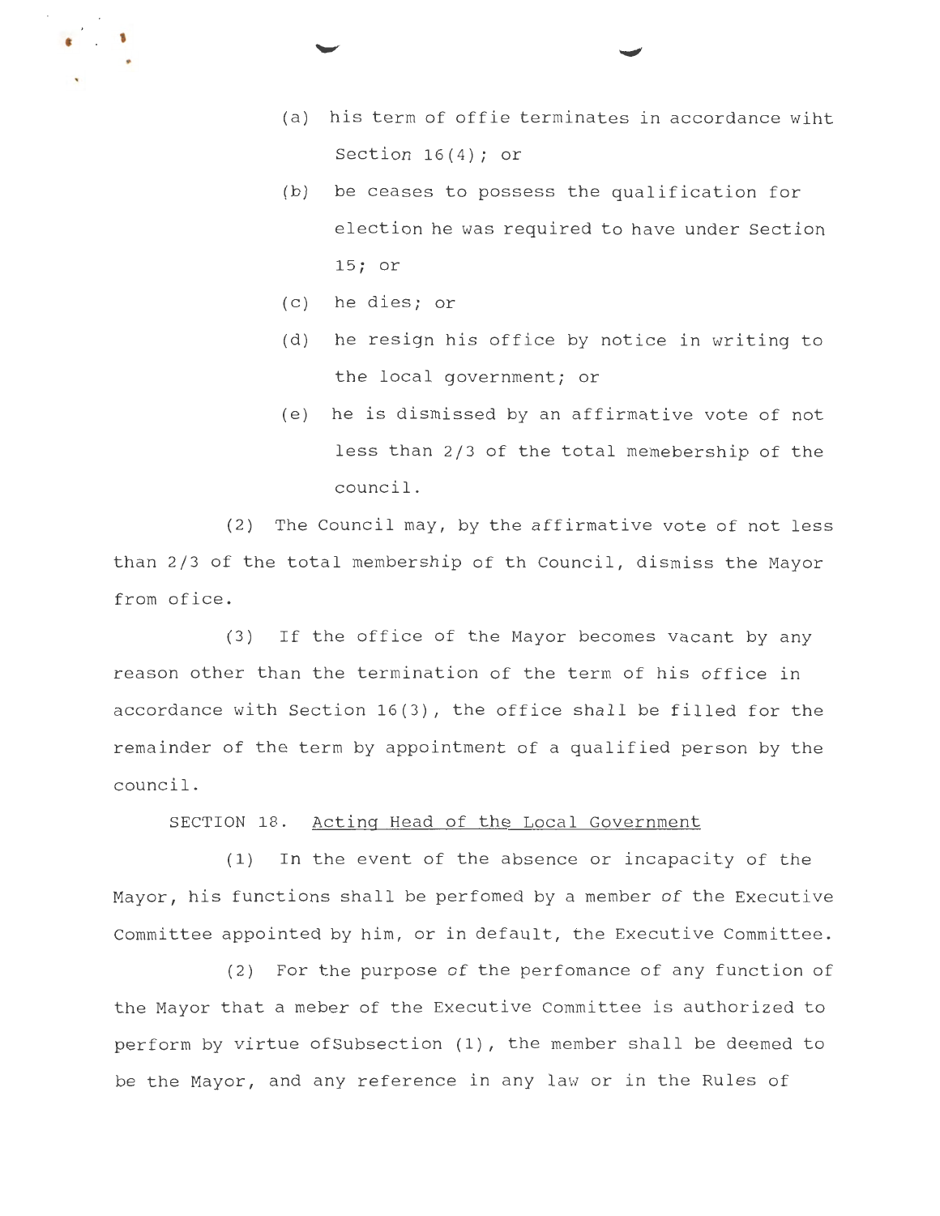(a) his term of offie terminates in accordance wiht Section 16(4); or

(b) be ceases to possess the qualification for election he was required to have under Section 15; or

(c) he dies; or

(d) he resign his office by notice in writing to the local government; or

(e) he is dismissed by an affirmative vote of not less than 2/3 of the total memebership of the council.

(2) The Council may, by the affirmative vote of not less than 2/3 of the total membership of th Council, dismiss the Mayor from ofice.

(3) If the office of the Mayor becomes vacant by any reason other than the termination of the term of his office in accordance with Section 16(3), the office shall be filled for the remainder of the term by appointment of a qualified person by the council.

SECTION 18. Acting Head of the Local Government

(1) In the event of the absence or incapacity of the Mayor, his functions shall be perfomed by a member of the Executive Committee appointed by him, or in default, the Executive Committee.

(2) For the purpose of the perfomance of any function of the Mayor that a meber of the Executive Committee is authorized to perform by virtue ofSubsection (1), the member shall be deemed to be the Mayor, and any reference in any law or in the Rules of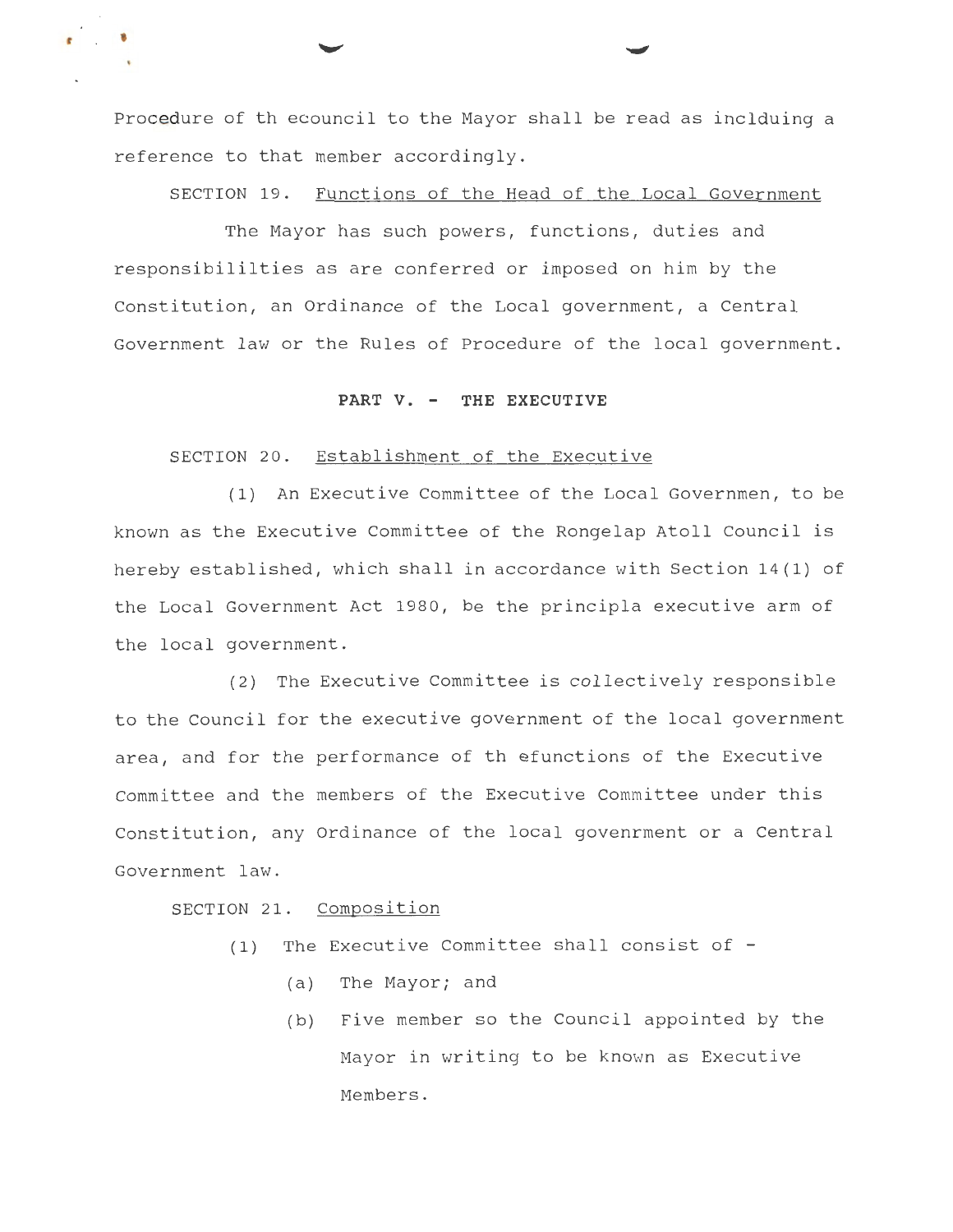Procedure of th ecouncil to the Mayor shall be read as inclduing a reference to that member accordingly.

SECTION 19. Functions of the Head of the Local Government

The Mayor has such powers, functions, duties and responsibililties as are conferred or imposed on him by the Constitution, an Ordinance of the Local government, a Central Government law or the Rules of Procedure of the local government.

## PART V. - THE EXECUTIVE

SECTION 20. Establishment of the Executive

(1) An Executive Committee of the Local Governmen, to be known as the Executive Committee of the Rongelap Atoll Council is hereby established, which shall in accordance with Section 14(1) of the Local Government Act 1980, be the principla executive arm of the local government.

(2) The Executive Committee is collectively responsible to the Council for the executive government of the local government area, and for the performance of th efunctions of the Executive Committee and the members of the Executive Committee under this Constitution, any Ordinance of the local govenrment or a Central Government law.

SECTION 21. Composition

(1) The Executive Committee shall consist of -

(a) The Mayor; and

(b) Five member so the Council appointed by the Mayor in writing to be known as Executive Members.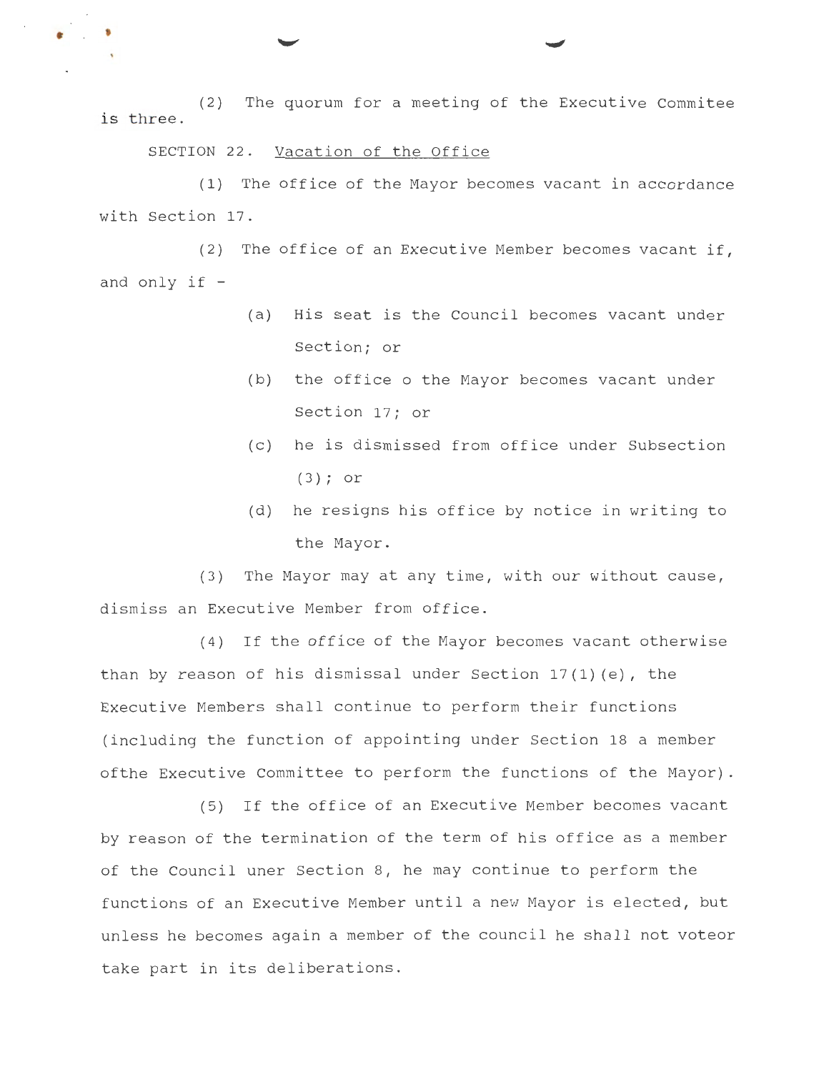(2) The quorum for a meeting of the Executive Commitee is three.

SECTION 22. Vacation of the Office

(1) The office of the Mayor becomes vacant in accordance with Section 17.

(2) The office of an Executive Member becomes vacant if, and only if -

(a) His seat is the Council becomes vacant under Section; or

(b) the office o the Mayor becomes vacant under Section 17; or

(c) he is dismissed from office under Subsection (3); or

(d) he resigns his office by notice in writing to the Mayor.

(3) The Mayor may at any time, with our without cause, dismiss an Executive Member from office.

(4) If the office of the Mayor becomes vacant otherwise than by reason of his dismissal under Section 17(1)(e), the Executive Members shall continue to perform their functions (including the function of appointing under Section 18 a member ofthe Executive Committee to perform the functions of the Mayor).

(5) If the office of an Executive Member becomes vacant by reason of the termination of the term of his office as a member of the Council uner Section 8, he may continue to perform the functions of an Executive Member until a new Mayor is elected, but unless he becomes again a member of the council he shall not voteor take part in its deliberations.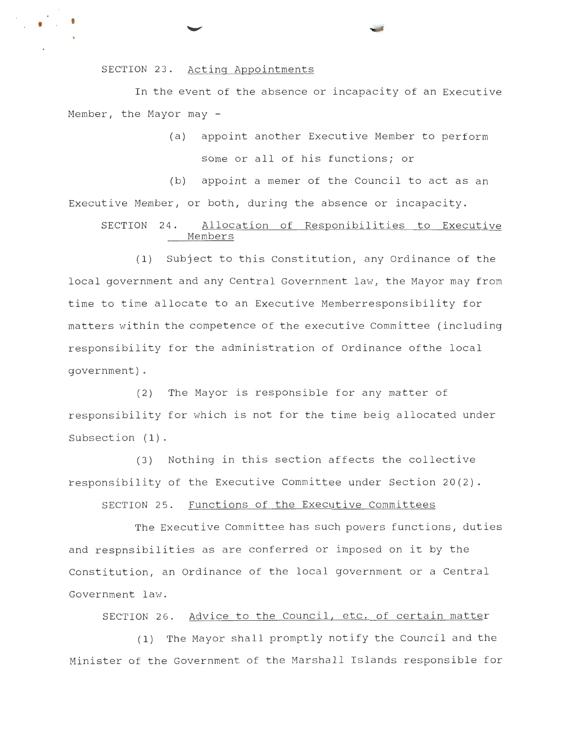SECTION 23. Acting Appointments

In the event of the absence or incapacity of an Executive Member, the Mayor may -

(a) appoint another Executive Member to perform some or all of his functions; or

(b) appoint a memer of the Council to act as an Executive Member, or both, during the absence or incapacity.

SECTION 24. Allocation of Responibilities to Executive Members

(1) Subject to this Constitution, any Ordinance of the local government and any Central Government law, the Mayor may from time to time allocate to an Executive Memberresponsibility for matters within the competence of the executive Committee (including responsibility for the administration of Ordinance ofthe local government).

(2) The Mayor is responsible for any matter of responsibility for which is not for the time beig allocated under Subsection (1).

(3) Nothing in this section affects the collective responsibility of the Executive Committee under Section 20(2).

SECTION 25. Functions of the Executive Committees

The Executive Committee has such powers functions, duties and respnsibilities as are conferred or imposed on it by the Constitution, an Ordinance of the local government or a Central Government law.

SECTION 26. Advice to the Council, etc. of certain matter

(1) The Mayor shall promptly notify the Council and the Minister of the Government of the Marshall Islands responsible for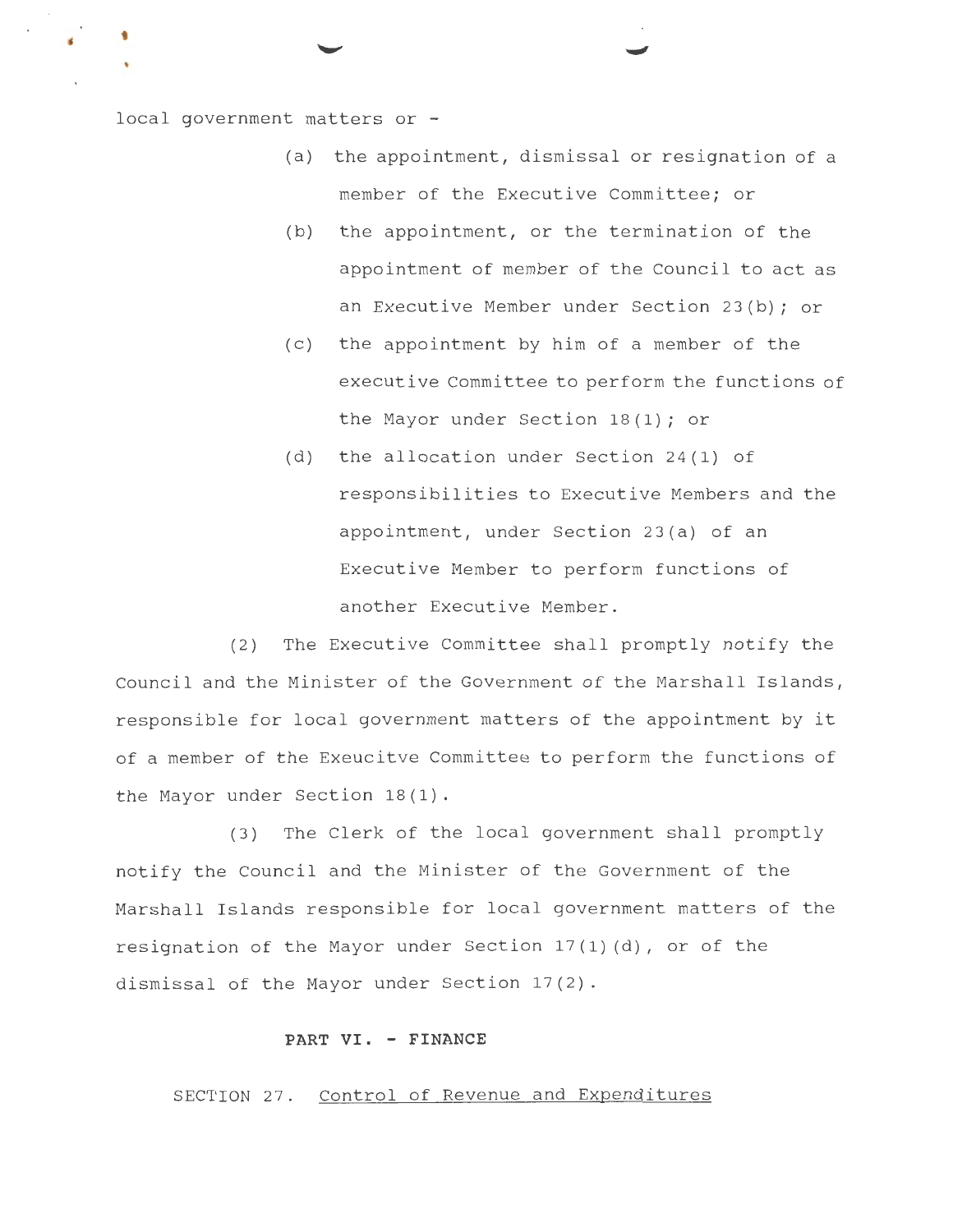local government matters or -

(a) the appointment, dismissal or resignation of a member of the Executive Committee; or

(b) the appointment, or the termination of the appointment of member of the Council to act as an Executive Member under Section 23(b); or

(c) the appointment by him of a member of the executive Committee to perform the functions of the Mayor under Section 18(1); or

(d) the allocation under Section 24(1) of responsibilities to Executive Members and the appointment, under Section 23(a) of an Executive Member to perform functions of another Executive Member.

(2) The Executive Committee shall promptly notify the Council and the Minister of the Government of the Marshall Islands, responsible for local government matters of the appointment by it of a member of the Exeucitve Committee to perform the functions of the Mayor under Section 18(1).

(3) The Clerk of the local government shall promptly notify the Council and the Minister of the Government of the Marshall Islands responsible for local government matters of the resignation of the Mayor under Section 17(1)(d), or of the dismissal of the Mayor under Section 17(2).

## PART VI. - FINANCE

### SECTION 27. Control of Revenue and Expenditures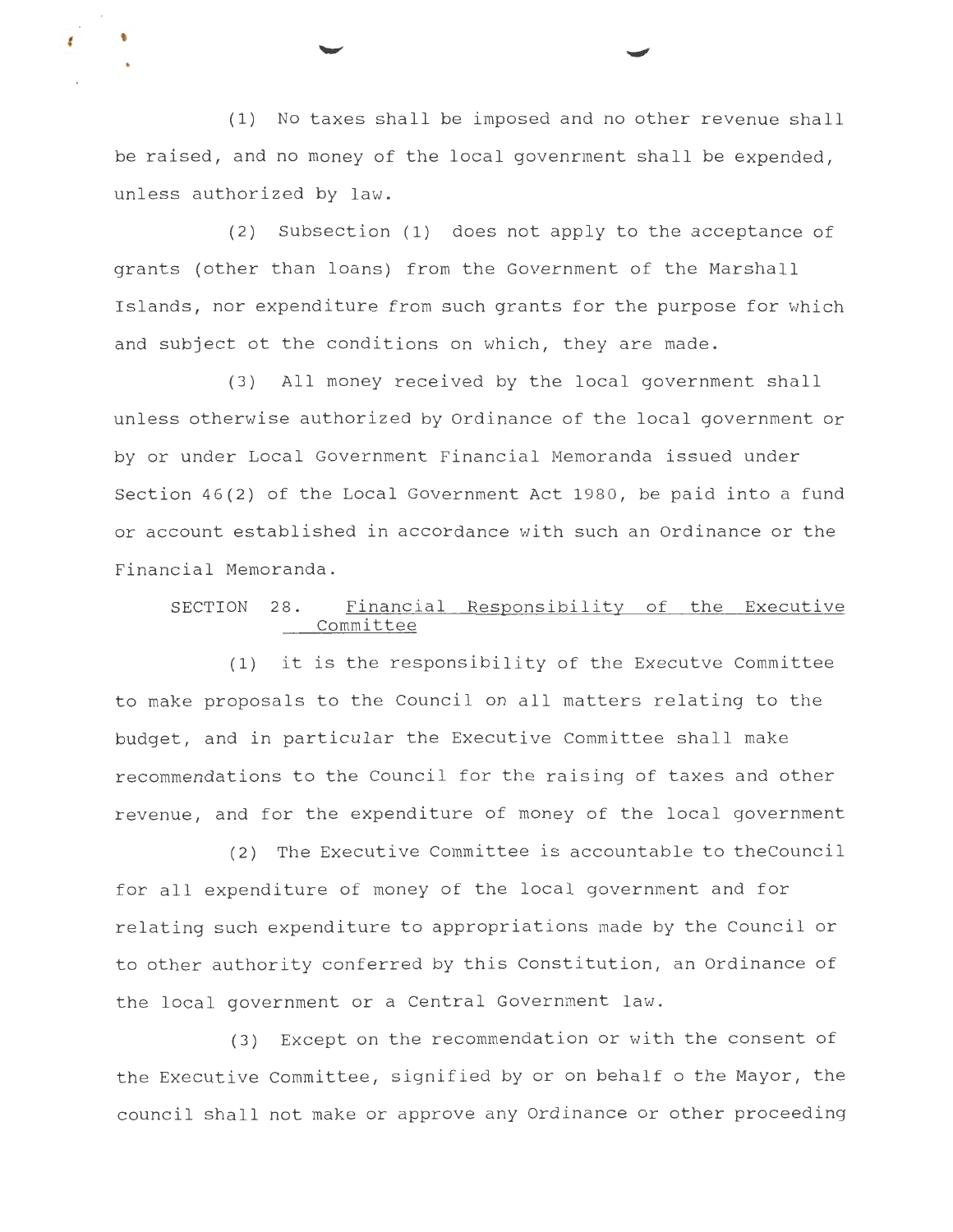(1) No taxes shall be imposed and no other revenue shall be raised, and no money of the local govenrment shall be expended, unless authorized by law.

(2) Subsection (1) does not apply to the acceptance of grants (other than loans) from the Government of the Marshall Islands, nor expenditure from such grants for the purpose for which and subject ot the conditions on which, they are made.

(3) All money received by the local government shall unless otherwise authorized by Ordinance of the local government or by or under Local Government Financial Memoranda issued under Section 46(2) of the Local Government Act 1980, be paid into a fund or account established in accordance with such an Ordinance or the Financial Memoranda.

SECTION 28. Financial Responsibility of the Executive Committee

(1) it is the responsibility of the Executve Committee to make proposals to the Council on all matters relating to the budget, and in particular the Executive Committee shall make recommendations to the Council for the raising of taxes and other revenue, and for the expenditure of money of the local government

(2) The Executive Committee is accountable to theCouncil for all expenditure of money of the local government and for relating such expenditure to appropriations made by the Council or to other authority conferred by this Constitution, an Ordinance of the local government or a Central Government law.

(3) Except on the recommendation or with the consent of the Executive Committee, signified by or on behalf o the Mayor, the council shall not make or approve any Ordinance or other proceeding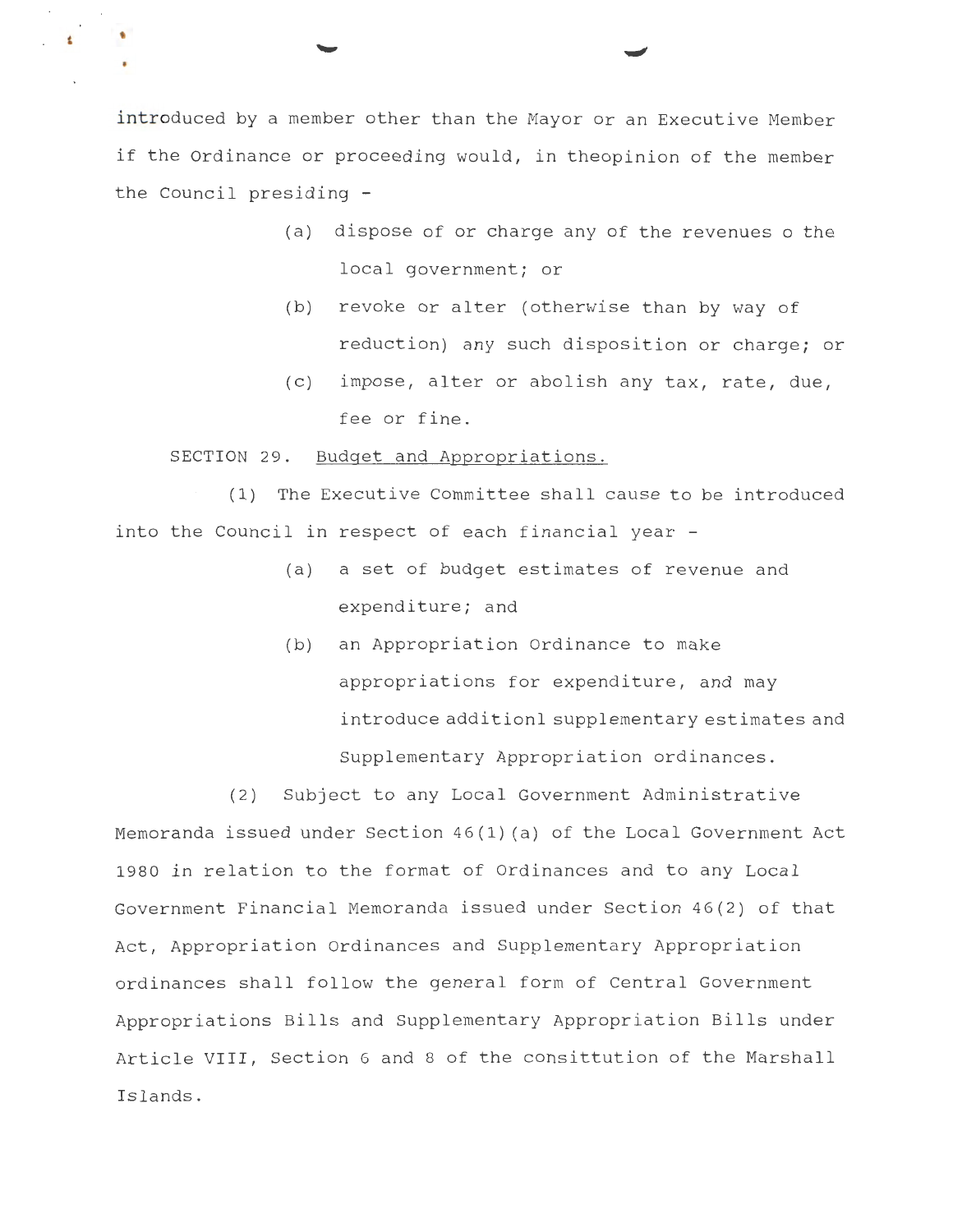introduced by a member other than the Mayor or an Executive Member if the Ordinance or proceeding would, in theopinion of the member the Council presiding -

(a) dispose of or charge any of the revenues o the local government; or

(b) revoke or alter (otherwise than by way of reduction) any such disposition or charge; or

(c) impose, alter or abolish any tax, rate, due, fee or fine.

SECTION 29. Budget and Appropriations.

(1) The Executive Committee shall cause to be introduced into the Council in respect of each financial year -

(a) a set of budget estimates of revenue and expenditure; and

(b) an Appropriation Ordinance to make appropriations for expenditure, and may introduce additionl supplementary estimates and Supplementary Appropriation ordinances.

(2) Subject to any Local Government Administrative Memoranda issued under Section 46(1)(a) of the Local Government Act 1980 in relation to the format of Ordinances and to any Local Government Financial Memoranda issued under Section 46(2) of that Act, Appropriation Ordinances and Supplementary Appropriation ordinances shall follow the general form of Central Government Appropriations Bills and Supplementary Appropriation Bills under Article VIII, Section 6 and 8 of the consittution of the Marshall Islands.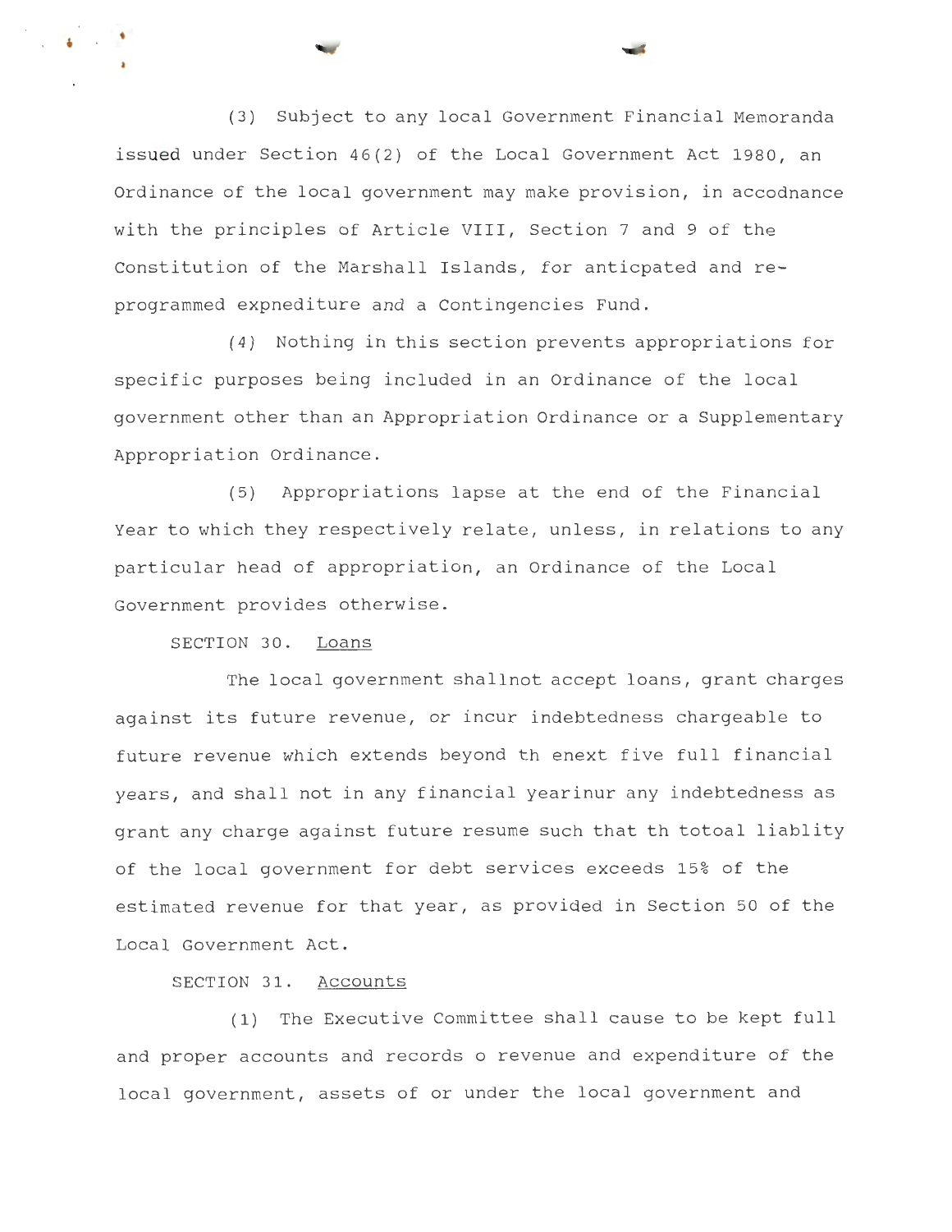(3) Subject to any local Government Financial Memoranda issued under Section 46(2) of the Local Government Act 1980, an Ordinance of the local government may make provision, in accodnance with the principles of Article VIII, Section 7 and 9 of the Constitution of the Marshall Islands, for anticpated and re-programmed expnediture and a Contingencies Fund.

(4) Nothing in this section prevents appropriations for specific purposes being included in an Ordinance of the local government other than an Appropriation Ordinance or a Supplementary Appropriation Ordinance.

(5) Appropriations lapse at the end of the Financial Year to which they respectively relate, unless, in relations to any particular head of appropriation, an Ordinance of the Local Government provides otherwise.

SECTION 30. Loans

The local government shallnot accept loans, grant charges against its future revenue, or incur indebtedness chargeable to future revenue which extends beyond th enext five full financial years, and shall not in any financial yearinur any indebtedness as grant any charge against future resume such that th totoal liablity of the local government for debt services exceeds 15% of the estimated revenue for that year, as provided in Section 50 of the Local Government Act.

SECTION 31. Accounts

(1) The Executive Committee shall cause to be kept full and proper accounts and records o revenue and expenditure of the local government, assets of or under the local government and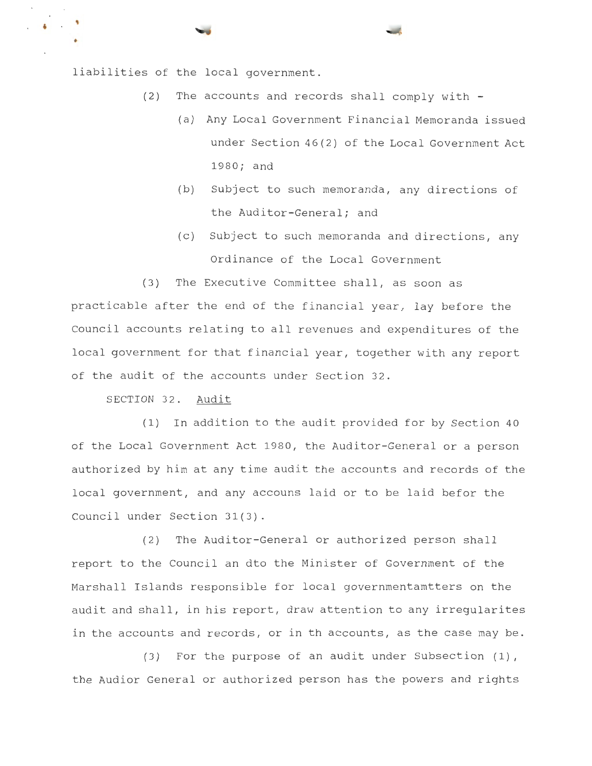liabilities of the local government.

(2) The accounts and records shall comply with -

(a) Any Local Government Financial Memoranda issued under Section 46(2) of the Local Government Act 1980; and

(b) Subject to such memoranda, any directions of the Auditor-General; and

(c) Subject to such memoranda and directions, any Ordinance of the Local Government

(3) The Executive Committee shall, as soon as practicable after the end of the financial year, lay before the Council accounts relating to all revenues and expenditures of the local government for that financial year, together with any report of the audit of the accounts under Section 32.

SECTION 32. Audit

(1) In addition to the audit provided for by Section 40 of the Local Government Act 1980, the Auditor-General or a person authorized by him at any time audit the accounts and records of the local government, and any accouns laid or to be laid befor the Council under Section 31(3).

(2) The Auditor-General or authorized person shall report to the Council an dto the Minister of Government of the Marshall Islands responsible for local governmentamtters on the audit and shall, in his report, draw attention to any irregularites in the accounts and records, or in th accounts, as the case may be.

(3) For the purpose of an audit under Subsection (1), the Audior General or authorized person has the powers and rights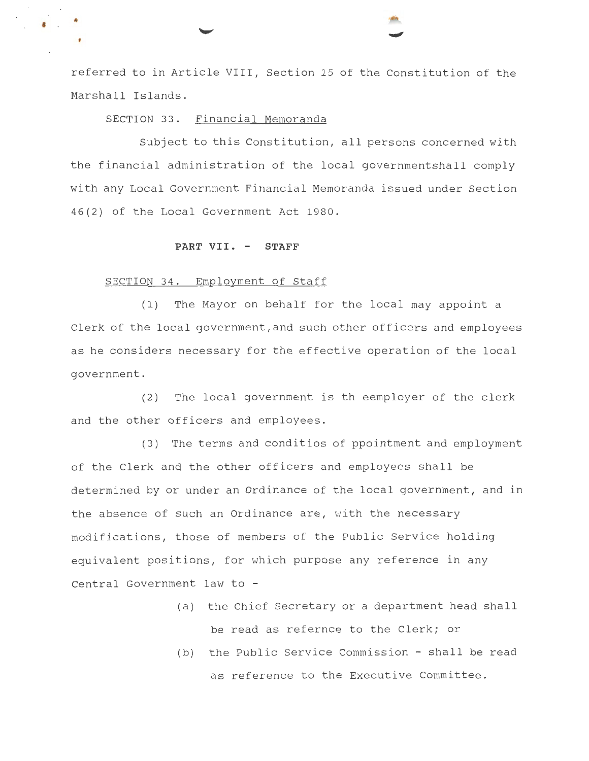referred to in Article VIII, Section 15 of the Constitution of the Marshall Islands.

SECTION 33. Financial Memoranda

Subject to this Constitution, all persons concerned with the financial administration of the local governmentshall comply with any Local Government Financial Memoranda issued under Section 46(2) of the Local Government Act 1980.

**PART VII. - STAFF**

SECTION 34. Employment of Staff

(1) The Mayor on behalf for the local may appoint a Clerk of the local government,and such other officers and employees as he considers necessary for the effective operation of the local government.

(2) The local government is th eemployer of the clerk and the other officers and employees.

(3) The terms and conditios of ppointment and employment of the Clerk and the other officers and employees shall be determined by or under an Ordinance of the local government, and in the absence of such an Ordinance are, with the necessary modifications, those of members of the Public Service holding equivalent positions, for which purpose any reference in any Central Government law to -

(a) the Chief Secretary or a department head shall be read as refernce to the Clerk; or

(b) the Public Service Commission - shall be read as reference to the Executive Committee.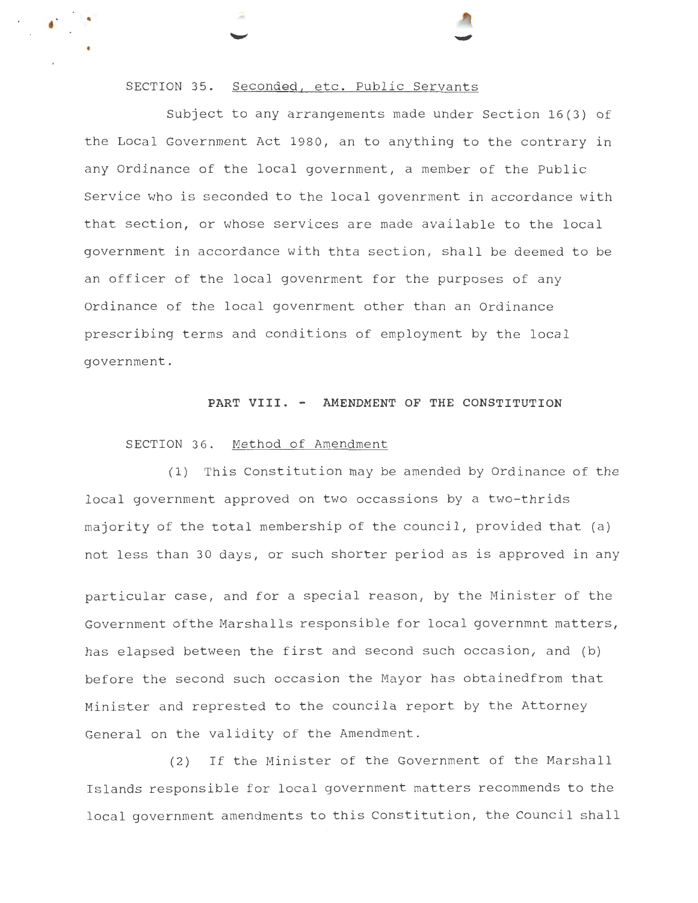SECTION 35. Seconded, etc. Public Servants

Subject to any arrangements made under Section 16(3) of the Local Government Act 1980, an to anything to the contrary in any Ordinance of the local government, a member of the Public Service who is seconded to the local govenrment in accordance with that section, or whose services are made available to the local government in accordance with thta section, shall be deemed to be an officer of the local govenrment for the purposes of any Ordinance of the local govenrment other than an Ordinance prescribing terms and conditions of employment by the local government.

## PART VIII. - AMENDMENT OF THE CONSTITUTION

SECTION 36. Method of Amendment

(1) This Constitution may be amended by Ordinance of the local government approved on two occassions by a two-thrids majority of the total membership of the council, provided that (a) not less than 30 days, or such shorter period as is approved in any particular case, and for a special reason, by the Minister of the Government ofthe Marshalls responsible for local governmnt matters, has elapsed between the first and second such occasion, and (b) before the second such occasion the Mayor has obtainedfrom that Minister and represted to the councila report by the Attorney General on the validity of the Amendment.

(2) If the Minister of the Government of the Marshall Islands responsible for local government matters recommends to the local government amendments to this Constitution, the Council shall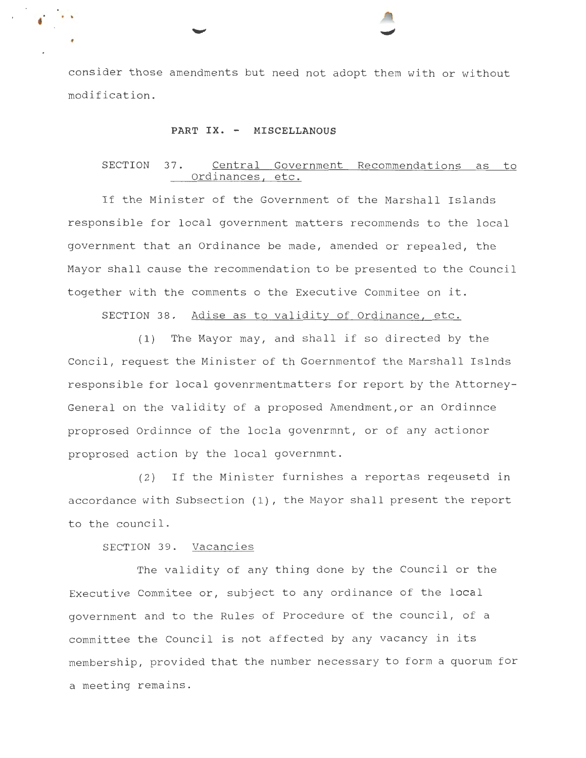consider those amendments but need not adopt them with or without modification.

## PART IX. - MISCELLANOUS

SECTION 37. Central Government Recommendations as to Ordinances, etc.

If the Minister of the Government of the Marshall Islands responsible for local government matters recommends to the local government that an Ordinance be made, amended or repealed, the Mayor shall cause the recommendation to be presented to the Council together with the comments o the Executive Commitee on it.

SECTION 38. Adise as to validity of Ordinance, etc.

(1) The Mayor may, and shall if so directed by the Concil, request the Minister of th Goernmentof the Marshall Islnds responsible for local govenrmentmatters for report by the Attorney-General on the validity of a proposed Amendment,or an Ordinnce proprosed Ordinnce of the locla govenrmnt, or of any actionor proprosed action by the local governmnt.

(2) If the Minister furnishes a reportas reqeusetd in accordance with Subsection (1), the Mayor shall present the report to the council.

SECTION 39. Vacancies

The validity of any thing done by the Council or the Executive Commitee or, subject to any ordinance of the local government and to the Rules of Procedure of the council, of a committee the Council is not affected by any vacancy in its membership, provided that the number necessary to form a quorum for a meeting remains.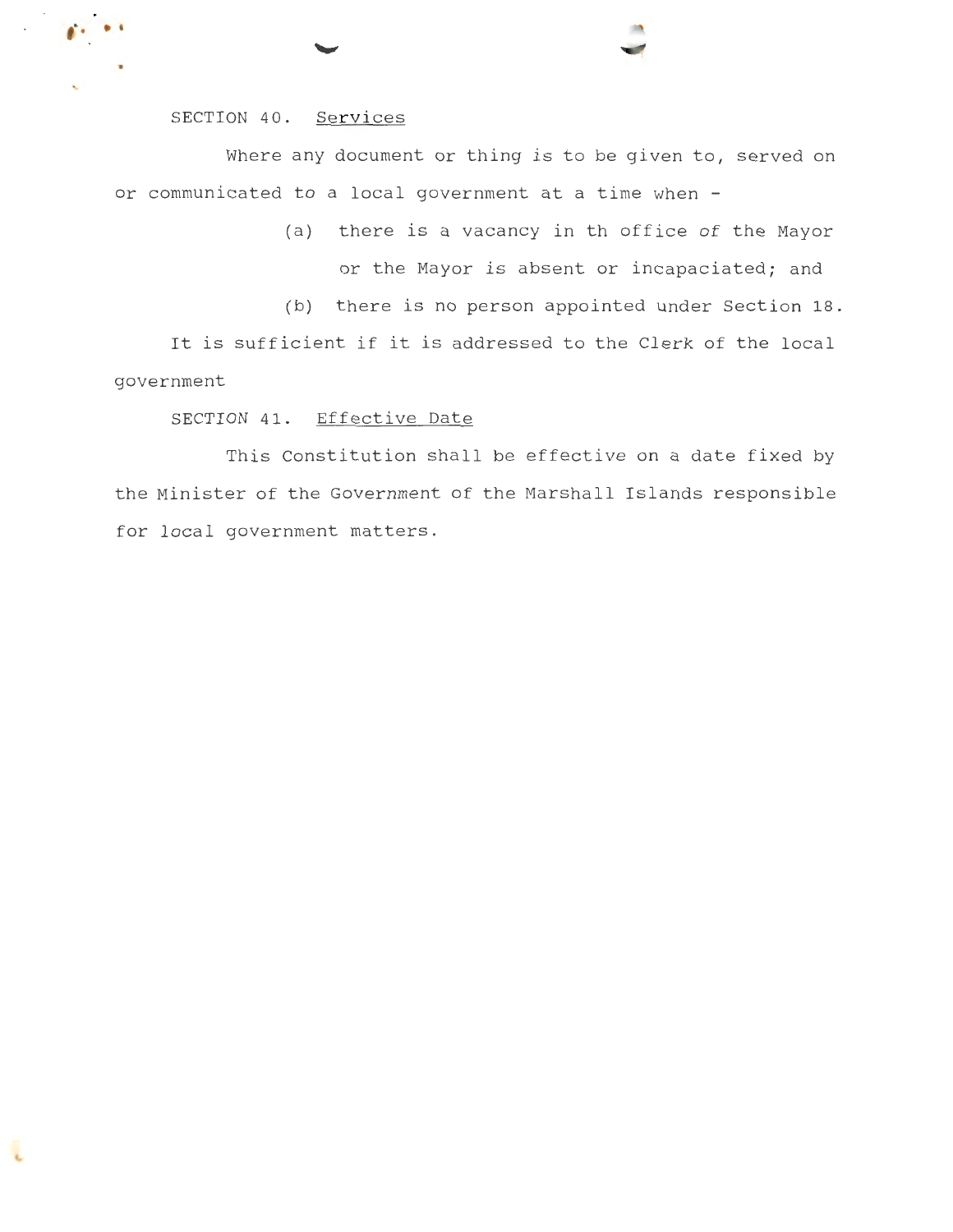SECTION 40. Services

Where any document or thing is to be given to, served on or communicated to a local government at a time when -

(a) there is a vacancy in th office of the Mayor or the Mayor is absent or incapaciated; and

(b) there is no person appointed under Section 18.

It is sufficient if it is addressed to the Clerk of the local government

SECTION 41. Effective Date

This Constitution shall be effective on a date fixed by the Minister of the Government of the Marshall Islands responsible for local government matters.